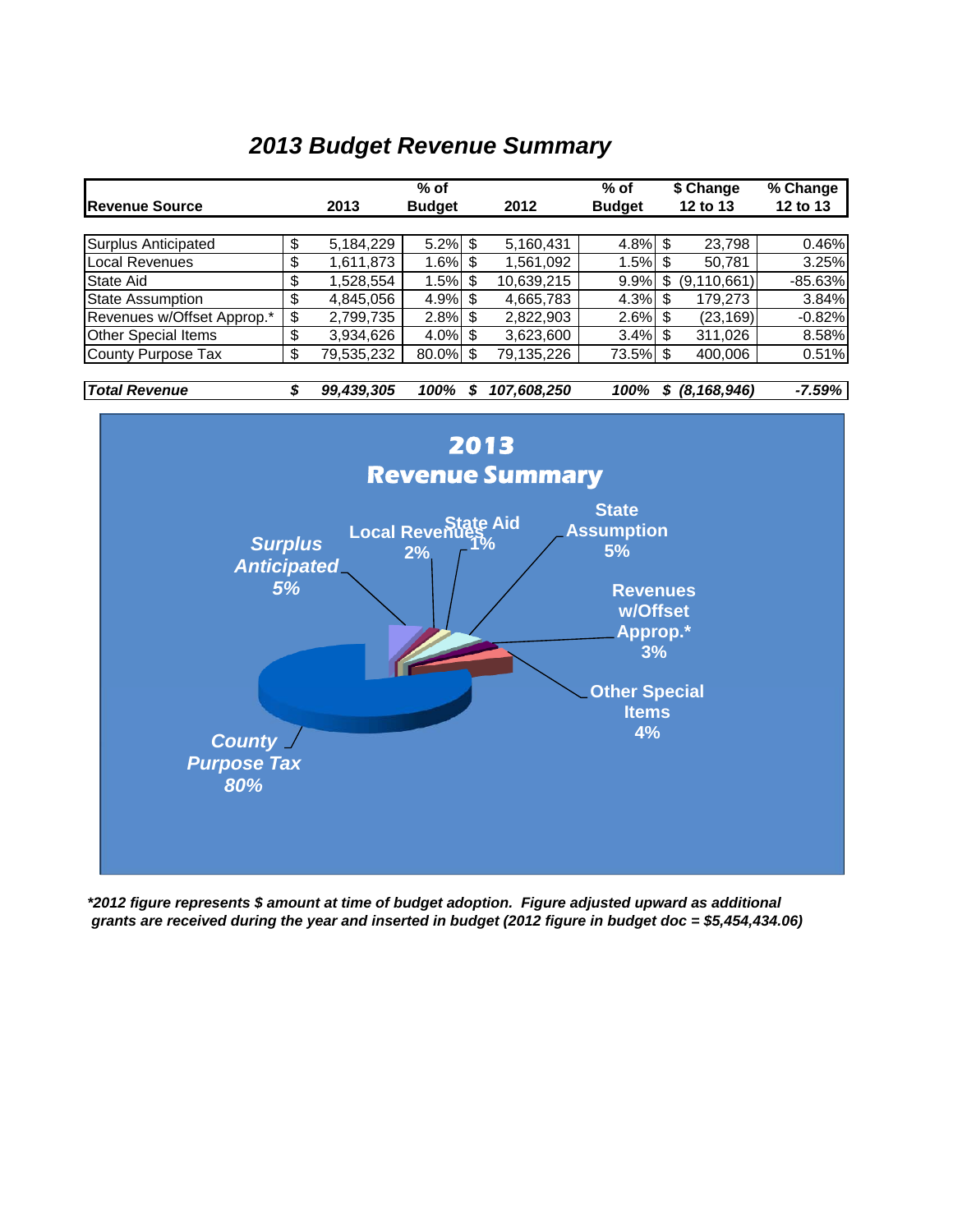# *2013 Budget Revenue Summary*

| Revenue Source | 2013 | % of Budget | 2012 | % of Budget | $ Change 12 to 13 | % Change 12 to 13 |
|---|---|---|---|---|---|---|
| Surplus Anticipated | $ 5,184,229 | 5.2% | $ 5,160,431 | 4.8% | $ 23,798 | 0.46% |
| Local Revenues | $ 1,611,873 | 1.6% | $ 1,561,092 | 1.5% | $ 50,781 | 3.25% |
| State Aid | $ 1,528,554 | 1.5% | $ 10,639,215 | 9.9% | $ (9,110,661) | -85.63% |
| State Assumption | $ 4,845,056 | 4.9% | $ 4,665,783 | 4.3% | $ 179,273 | 3.84% |
| Revenues w/Offset Approp.* | $ 2,799,735 | 2.8% | $ 2,822,903 | 2.6% | $ (23,169) | -0.82% |
| Other Special Items | $ 3,934,626 | 4.0% | $ 3,623,600 | 3.4% | $ 311,026 | 8.58% |
| County Purpose Tax | $ 79,535,232 | 80.0% | $ 79,135,226 | 73.5% | $ 400,006 | 0.51% |
| ***Total Revenue*** | ***$ 99,439,305*** | ***100%*** | ***$ 107,608,250*** | ***100%*** | ***$ (8,168,946)*** | ***-7.59%*** |

**2013 Revenue Summary**

- Surplus Anticipated 5%
- Local Revenues 2%
- State Aid 1%
- State Assumption 5%
- Revenues w/Offset Approp.* 3%
- Other Special Items 4%
- County Purpose Tax 80%

***\*2012 figure represents $ amount at time of budget adoption. Figure adjusted upward as additional grants are received during the year and inserted in budget (2012 figure in budget doc = $5,454,434.06)***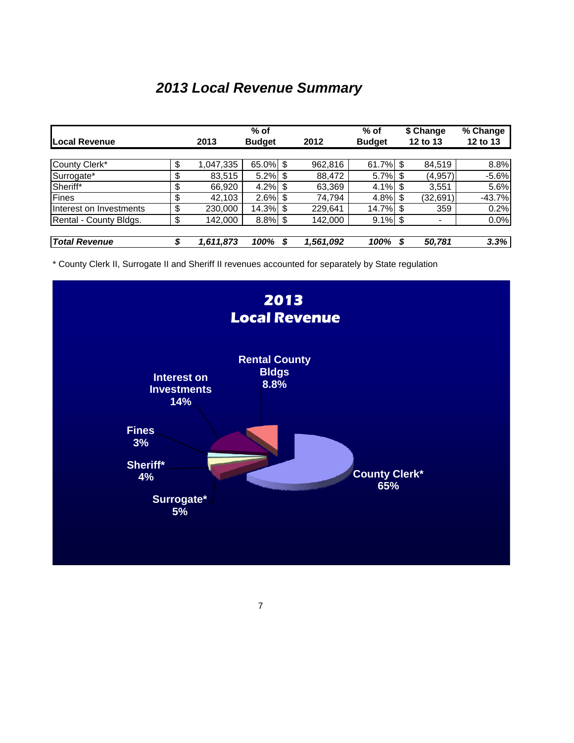# *2013 Local Revenue Summary*

| Local Revenue | 2013 | % of Budget | 2012 | % of Budget | $ Change 12 to 13 | % Change 12 to 13 |
|---|---|---|---|---|---|---|
| County Clerk* | $ 1,047,335 | 65.0% | $ 962,816 | 61.7% | $ 84,519 | 8.8% |
| Surrogate* | $ 83,515 | 5.2% | $ 88,472 | 5.7% | $ (4,957) | -5.6% |
| Sheriff* | $ 66,920 | 4.2% | $ 63,369 | 4.1% | $ 3,551 | 5.6% |
| Fines | $ 42,103 | 2.6% | $ 74,794 | 4.8% | $ (32,691) | -43.7% |
| Interest on Investments | $ 230,000 | 14.3% | $ 229,641 | 14.7% | $ 359 | 0.2% |
| Rental - County Bldgs. | $ 142,000 | 8.8% | $ 142,000 | 9.1% | $ - | 0.0% |
| ***Total Revenue*** | ***$ 1,611,873*** | ***100%*** | ***$ 1,561,092*** | ***100%*** | ***$ 50,781*** | ***3.3%*** |

\* County Clerk II, Surrogate II and Sheriff II revenues accounted for separately by State regulation

**2013 Local Revenue**

- Rental County Bldgs 8.8%
- Interest on Investments 14%
- Fines 3%
- Sheriff* 4%
- Surrogate* 5%
- County Clerk* 65%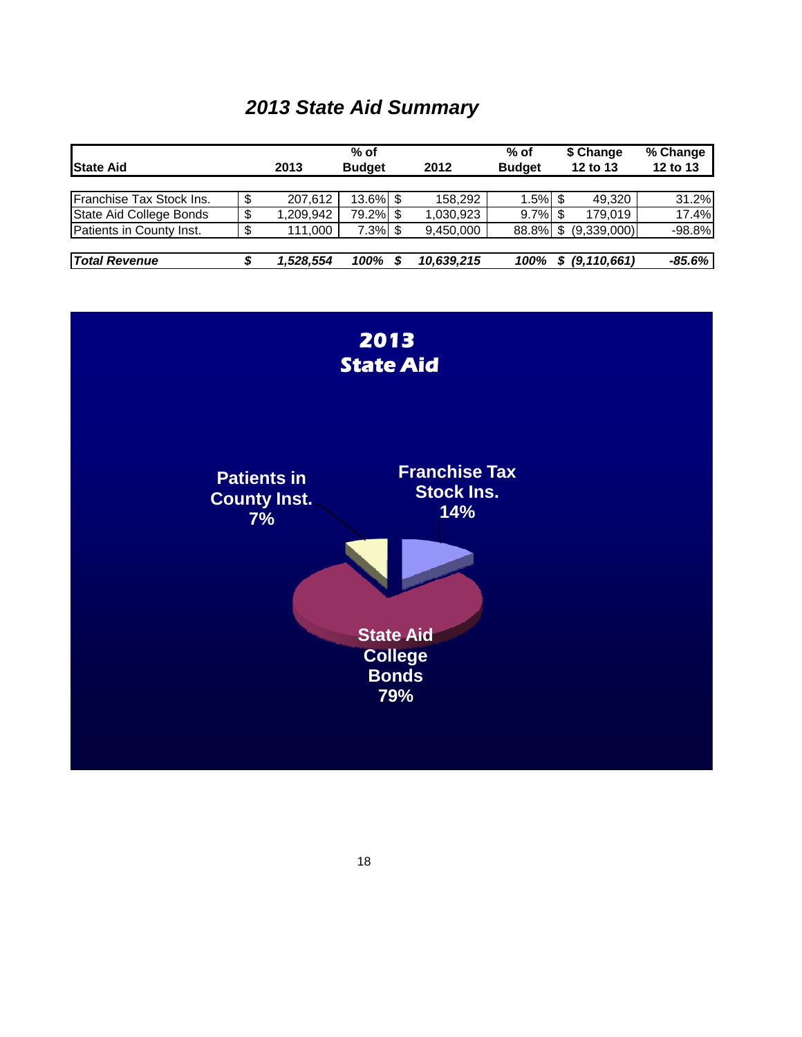# 2013 State Aid Summary

| State Aid | 2013 | % of Budget | 2012 | % of Budget | $ Change 12 to 13 | % Change 12 to 13 |
|---|---|---|---|---|---|---|
| Franchise Tax Stock Ins. | $ 207,612 | 13.6% | $ 158,292 | 1.5% | $ 49,320 | 31.2% |
| State Aid College Bonds | $ 1,209,942 | 79.2% | $ 1,030,923 | 9.7% | $ 179,019 | 17.4% |
| Patients in County Inst. | $ 111,000 | 7.3% | $ 9,450,000 | 88.8% | $ (9,339,000) | -98.8% |
| ***Total Revenue*** | ***$ 1,528,554*** | ***100%*** | ***$ 10,639,215*** | ***100%*** | ***$ (9,110,661)*** | ***-85.6%*** |

**2013 State Aid**

- Patients in County Inst. 7%
- Franchise Tax Stock Ins. 14%
- State Aid College Bonds 79%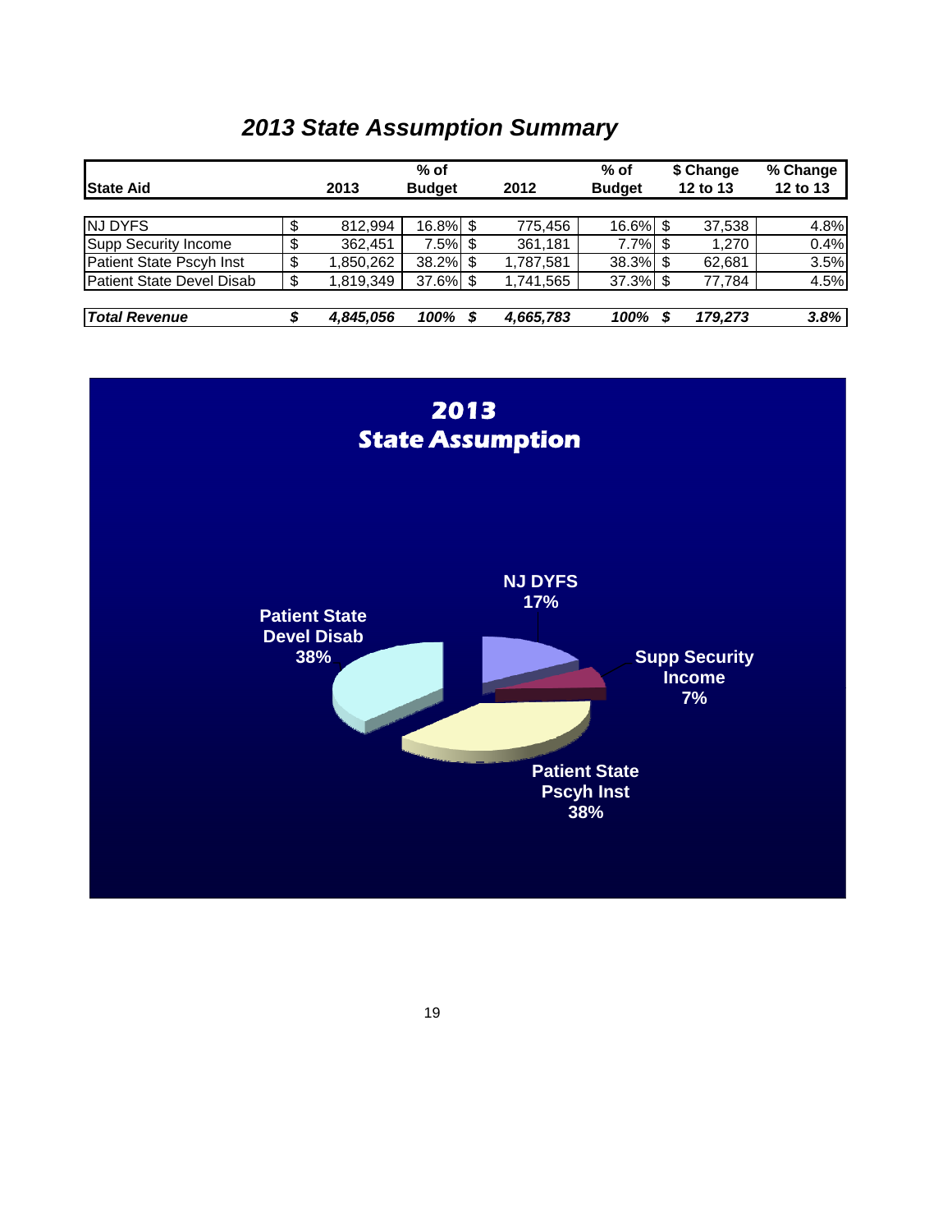## *2013 State Assumption Summary*

| State Aid | 2013 | % of Budget | 2012 | % of Budget | $ Change 12 to 13 | % Change 12 to 13 |
|---|---|---|---|---|---|---|
| NJ DYFS | $ 812,994 | 16.8% | $ 775,456 | 16.6% | $ 37,538 | 4.8% |
| Supp Security Income | $ 362,451 | 7.5% | $ 361,181 | 7.7% | $ 1,270 | 0.4% |
| Patient State Pscyh Inst | $ 1,850,262 | 38.2% | $ 1,787,581 | 38.3% | $ 62,681 | 3.5% |
| Patient State Devel Disab | $ 1,819,349 | 37.6% | $ 1,741,565 | 37.3% | $ 77,784 | 4.5% |
| ***Total Revenue*** | ***$ 4,845,056*** | ***100%*** | ***$ 4,665,783*** | ***100%*** | ***$ 179,273*** | ***3.8%*** |

**2013 State Assumption**

- NJ DYFS 17%
- Supp Security Income 7%
- Patient State Pscyh Inst 38%
- Patient State Devel Disab 38%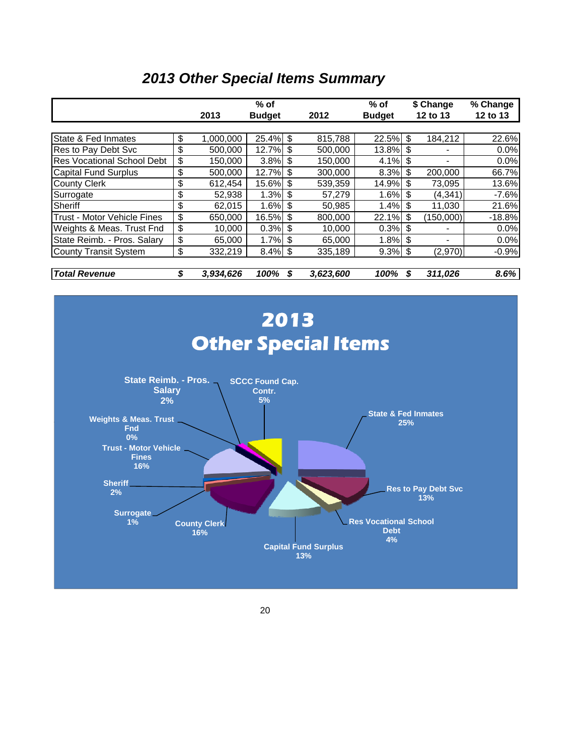# *2013 Other Special Items Summary*

| | 2013 | % of Budget | 2012 | % of Budget | $ Change 12 to 13 | % Change 12 to 13 |
|---|---|---|---|---|---|---|
| State & Fed Inmates | $ 1,000,000 | 25.4% | $ 815,788 | 22.5% | $ 184,212 | 22.6% |
| Res to Pay Debt Svc | $ 500,000 | 12.7% | $ 500,000 | 13.8% | $ - | 0.0% |
| Res Vocational School Debt | $ 150,000 | 3.8% | $ 150,000 | 4.1% | $ - | 0.0% |
| Capital Fund Surplus | $ 500,000 | 12.7% | $ 300,000 | 8.3% | $ 200,000 | 66.7% |
| County Clerk | $ 612,454 | 15.6% | $ 539,359 | 14.9% | $ 73,095 | 13.6% |
| Surrogate | $ 52,938 | 1.3% | $ 57,279 | 1.6% | $ (4,341) | -7.6% |
| Sheriff | $ 62,015 | 1.6% | $ 50,985 | 1.4% | $ 11,030 | 21.6% |
| Trust - Motor Vehicle Fines | $ 650,000 | 16.5% | $ 800,000 | 22.1% | $ (150,000) | -18.8% |
| Weights & Meas. Trust Fnd | $ 10,000 | 0.3% | $ 10,000 | 0.3% | $ - | 0.0% |
| State Reimb. - Pros. Salary | $ 65,000 | 1.7% | $ 65,000 | 1.8% | $ - | 0.0% |
| County Transit System | $ 332,219 | 8.4% | $ 335,189 | 9.3% | $ (2,970) | -0.9% |
| ***Total Revenue*** | ***$ 3,934,626*** | ***100%*** | ***$ 3,623,600*** | ***100%*** | ***$ 311,026*** | ***8.6%*** |

**2013**
**Other Special Items**

State Reimb. - Pros. Salary 2%
SCCC Found Cap. Contr. 5%
State & Fed Inmates 25%
Weights & Meas. Trust Fnd 0%
Trust - Motor Vehicle Fines 16%
Sheriff 2%
Res to Pay Debt Svc 13%
Surrogate 1%
County Clerk 16%
Res Vocational School Debt 4%
Capital Fund Surplus 13%